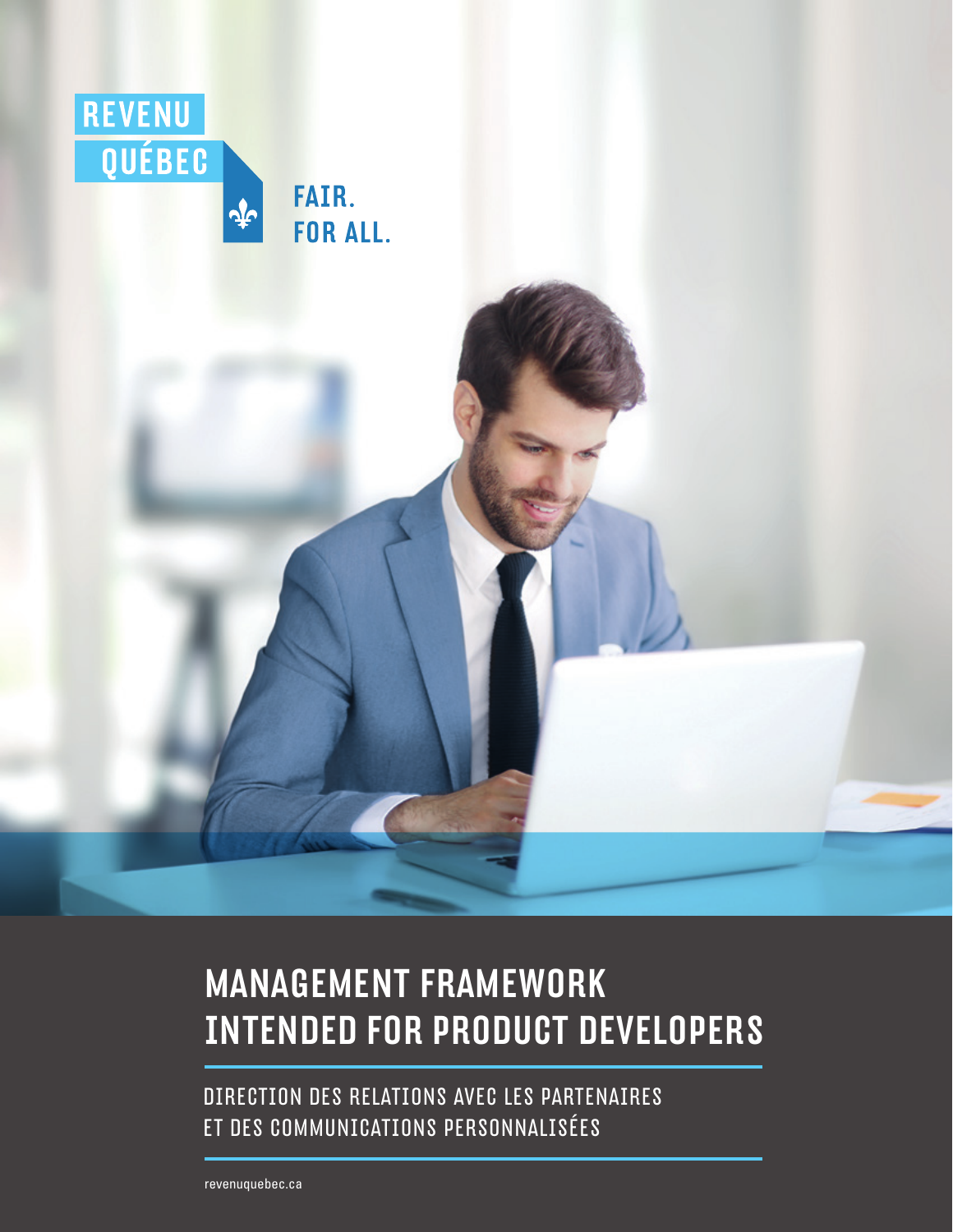REVENU QUÉBEC

FAIR. FOR ALL.

# MANAGEMENT FRAMEWORK INTENDED FOR PRODUCT DEVELOPERS

DIRECTION DES RELATIONS AVEC LES PARTENAIRES ET DES COMMUNICATIONS PERSONNALISÉES

revenuquebec.ca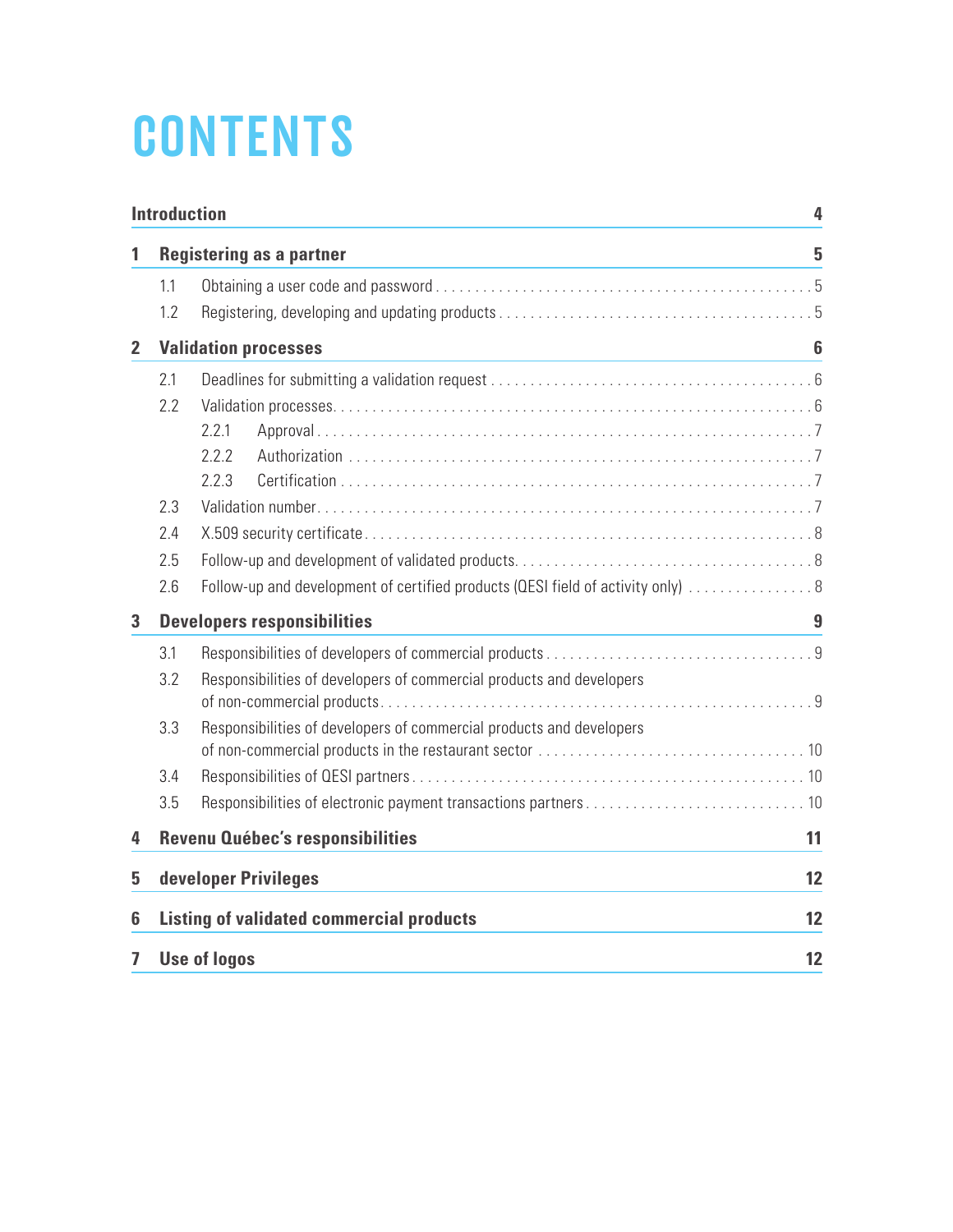# CONTENTS

| | | |
|---|---|---|
| **Introduction** | | **4** |
| **1** | **Registering as a partner** | **5** |
| 1.1 | Obtaining a user code and password | 5 |
| 1.2 | Registering, developing and updating products | 5 |
| **2** | **Validation processes** | **6** |
| 2.1 | Deadlines for submitting a validation request | 6 |
| 2.2 | Validation processes | 6 |
| 2.2.1 | Approval | 7 |
| 2.2.2 | Authorization | 7 |
| 2.2.3 | Certification | 7 |
| 2.3 | Validation number | 7 |
| 2.4 | X.509 security certificate | 8 |
| 2.5 | Follow-up and development of validated products | 8 |
| 2.6 | Follow-up and development of certified products (QESI field of activity only) | 8 |
| **3** | **Developers responsibilities** | **9** |
| 3.1 | Responsibilities of developers of commercial products | 9 |
| 3.2 | Responsibilities of developers of commercial products and developers of non-commercial products | 9 |
| 3.3 | Responsibilities of developers of commercial products and developers of non-commercial products in the restaurant sector | 10 |
| 3.4 | Responsibilities of QESI partners | 10 |
| 3.5 | Responsibilities of electronic payment transactions partners | 10 |
| **4** | **Revenu Québec's responsibilities** | **11** |
| **5** | **developer Privileges** | **12** |
| **6** | **Listing of validated commercial products** | **12** |
| **7** | **Use of logos** | **12** |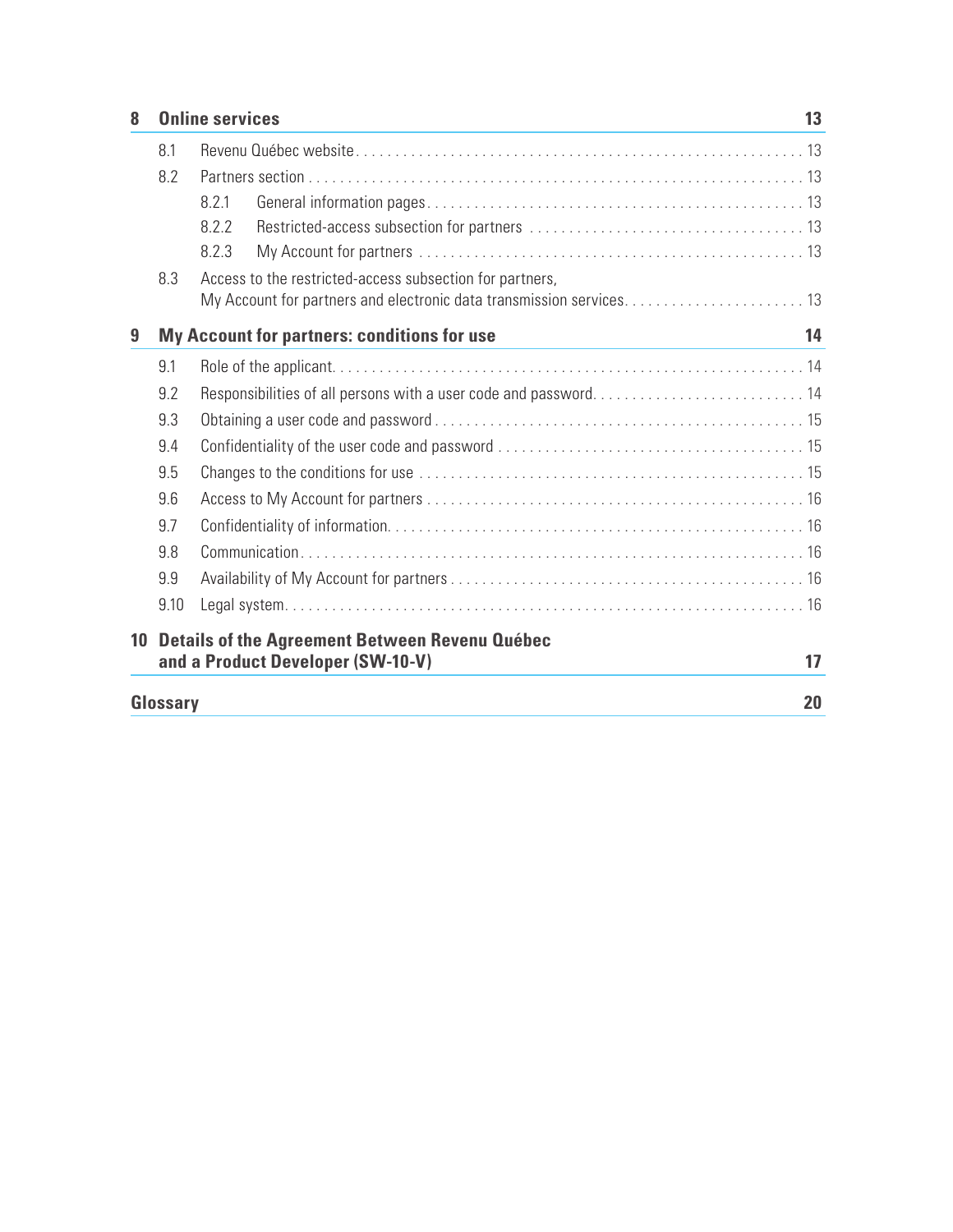**8 Online services** 13

- 8.1 Revenu Québec website . . . . . 13
- 8.2 Partners section . . . . . 13
  - 8.2.1 General information pages . . . . . 13
  - 8.2.2 Restricted-access subsection for partners . . . . . 13
  - 8.2.3 My Account for partners . . . . . 13
- 8.3 Access to the restricted-access subsection for partners, My Account for partners and electronic data transmission services . . . . . 13

**9 My Account for partners: conditions for use** 14

- 9.1 Role of the applicant . . . . . 14
- 9.2 Responsibilities of all persons with a user code and password . . . . . 14
- 9.3 Obtaining a user code and password . . . . . 15
- 9.4 Confidentiality of the user code and password . . . . . 15
- 9.5 Changes to the conditions for use . . . . . 15
- 9.6 Access to My Account for partners . . . . . 16
- 9.7 Confidentiality of information . . . . . 16
- 9.8 Communication . . . . . 16
- 9.9 Availability of My Account for partners . . . . . 16
- 9.10 Legal system . . . . . 16

**10 Details of the Agreement Between Revenu Québec and a Product Developer (SW-10-V)** 17

**Glossary** 20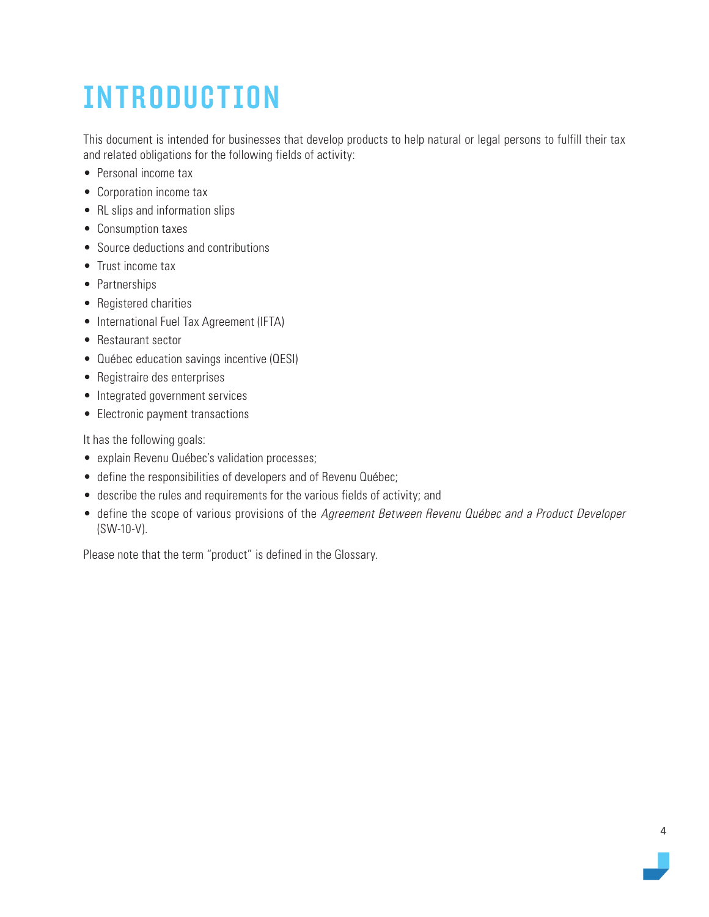# INTRODUCTION

This document is intended for businesses that develop products to help natural or legal persons to fulfill their tax and related obligations for the following fields of activity:

- Personal income tax
- Corporation income tax
- RL slips and information slips
- Consumption taxes
- Source deductions and contributions
- Trust income tax
- Partnerships
- Registered charities
- International Fuel Tax Agreement (IFTA)
- Restaurant sector
- Québec education savings incentive (QESI)
- Registraire des enterprises
- Integrated government services
- Electronic payment transactions

It has the following goals:

- explain Revenu Québec's validation processes;
- define the responsibilities of developers and of Revenu Québec;
- describe the rules and requirements for the various fields of activity; and
- define the scope of various provisions of the *Agreement Between Revenu Québec and a Product Developer* (SW-10-V).

Please note that the term "product" is defined in the Glossary.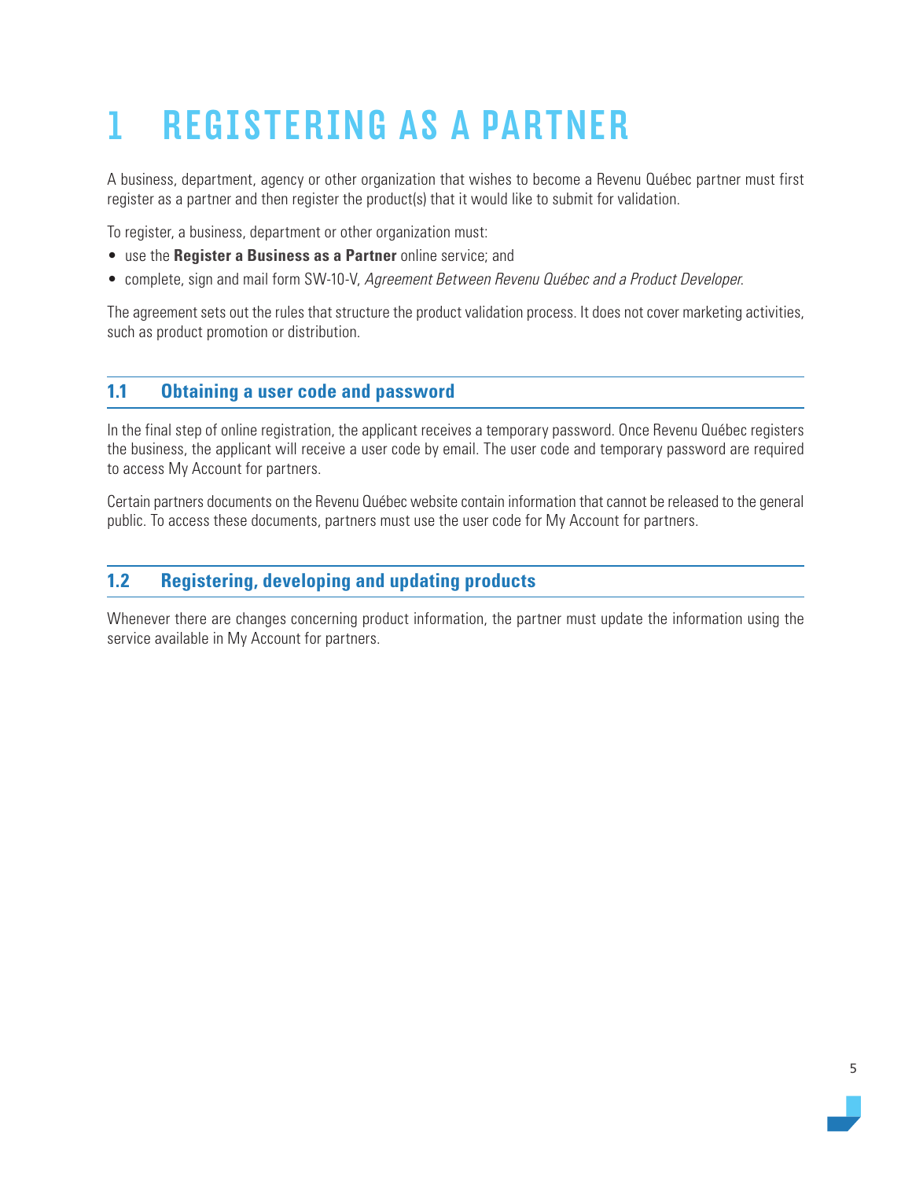# 1 REGISTERING AS A PARTNER

A business, department, agency or other organization that wishes to become a Revenu Québec partner must first register as a partner and then register the product(s) that it would like to submit for validation.

To register, a business, department or other organization must:

- use the **Register a Business as a Partner** online service; and
- complete, sign and mail form SW-10-V, *Agreement Between Revenu Québec and a Product Developer*.

The agreement sets out the rules that structure the product validation process. It does not cover marketing activities, such as product promotion or distribution.

## 1.1 Obtaining a user code and password

In the final step of online registration, the applicant receives a temporary password. Once Revenu Québec registers the business, the applicant will receive a user code by email. The user code and temporary password are required to access My Account for partners.

Certain partners documents on the Revenu Québec website contain information that cannot be released to the general public. To access these documents, partners must use the user code for My Account for partners.

## 1.2 Registering, developing and updating products

Whenever there are changes concerning product information, the partner must update the information using the service available in My Account for partners.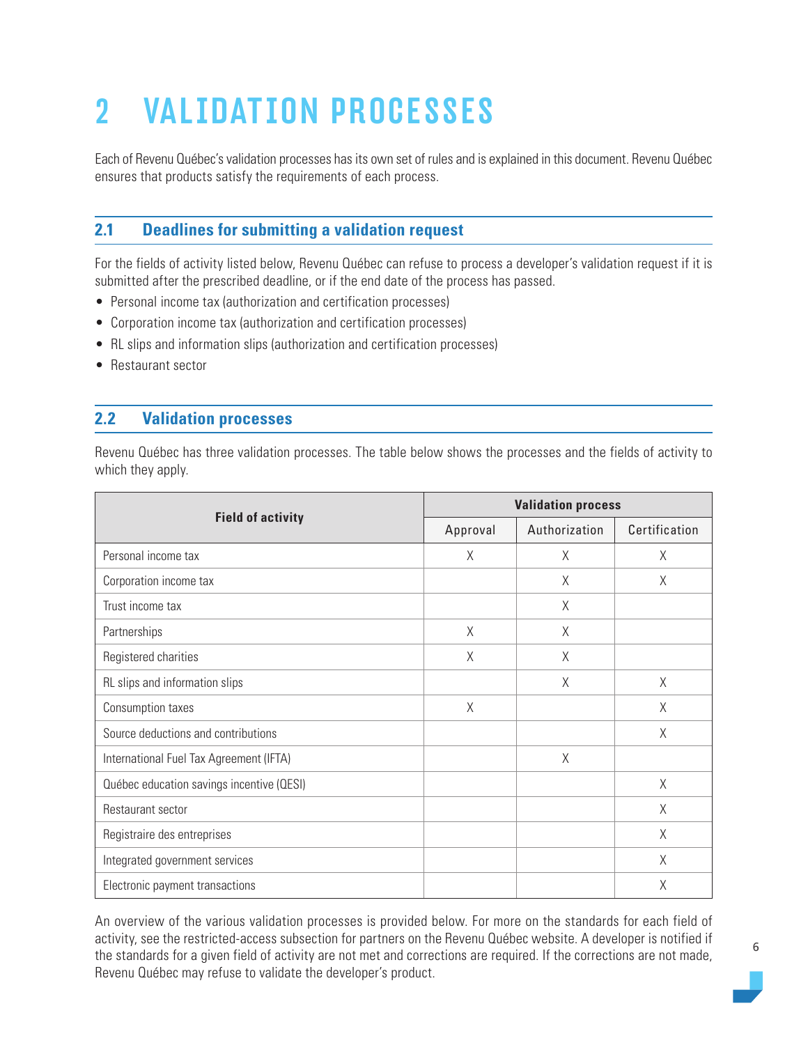# 2 VALIDATION PROCESSES

Each of Revenu Québec's validation processes has its own set of rules and is explained in this document. Revenu Québec ensures that products satisfy the requirements of each process.

## 2.1 Deadlines for submitting a validation request

For the fields of activity listed below, Revenu Québec can refuse to process a developer's validation request if it is submitted after the prescribed deadline, or if the end date of the process has passed.

- Personal income tax (authorization and certification processes)
- Corporation income tax (authorization and certification processes)
- RL slips and information slips (authorization and certification processes)
- Restaurant sector

## 2.2 Validation processes

Revenu Québec has three validation processes. The table below shows the processes and the fields of activity to which they apply.

| Field of activity | Validation process | | |
|---|---|---|---|
| | Approval | Authorization | Certification |
| Personal income tax | X | X | X |
| Corporation income tax | | X | X |
| Trust income tax | | X | |
| Partnerships | X | X | |
| Registered charities | X | X | |
| RL slips and information slips | | X | X |
| Consumption taxes | X | | X |
| Source deductions and contributions | | | X |
| International Fuel Tax Agreement (IFTA) | | X | |
| Québec education savings incentive (QESI) | | | X |
| Restaurant sector | | | X |
| Registraire des entreprises | | | X |
| Integrated government services | | | X |
| Electronic payment transactions | | | X |

An overview of the various validation processes is provided below. For more on the standards for each field of activity, see the restricted-access subsection for partners on the Revenu Québec website. A developer is notified if the standards for a given field of activity are not met and corrections are required. If the corrections are not made, Revenu Québec may refuse to validate the developer's product.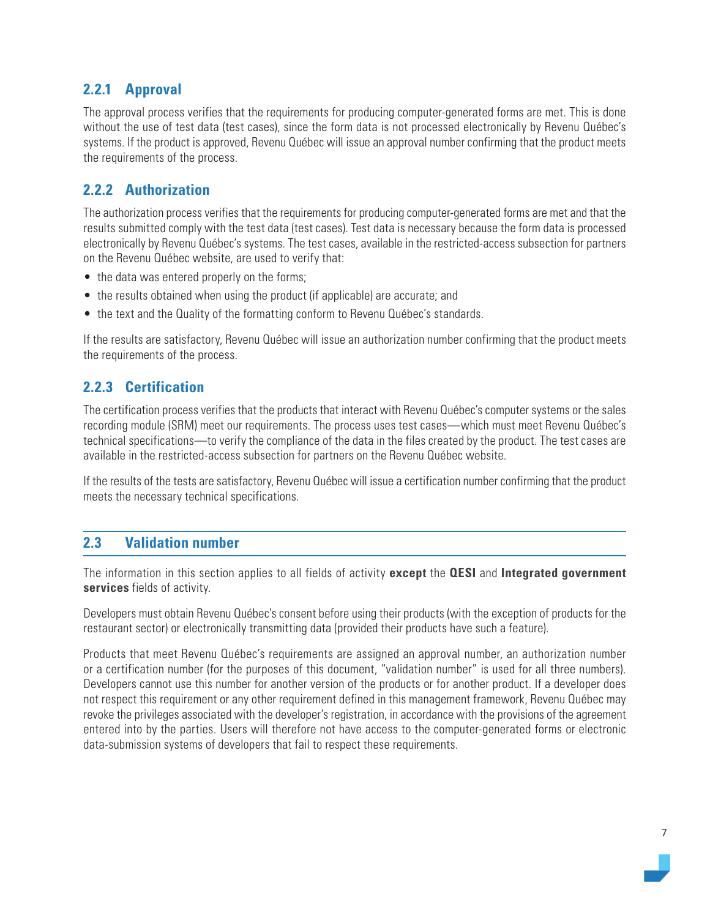### 2.2.1 Approval

The approval process verifies that the requirements for producing computer-generated forms are met. This is done without the use of test data (test cases), since the form data is not processed electronically by Revenu Québec's systems. If the product is approved, Revenu Québec will issue an approval number confirming that the product meets the requirements of the process.

### 2.2.2 Authorization

The authorization process verifies that the requirements for producing computer-generated forms are met and that the results submitted comply with the test data (test cases). Test data is necessary because the form data is processed electronically by Revenu Québec's systems. The test cases, available in the restricted-access subsection for partners on the Revenu Québec website, are used to verify that:

- the data was entered properly on the forms;
- the results obtained when using the product (if applicable) are accurate; and
- the text and the Quality of the formatting conform to Revenu Québec's standards.

If the results are satisfactory, Revenu Québec will issue an authorization number confirming that the product meets the requirements of the process.

### 2.2.3 Certification

The certification process verifies that the products that interact with Revenu Québec's computer systems or the sales recording module (SRM) meet our requirements. The process uses test cases—which must meet Revenu Québec's technical specifications—to verify the compliance of the data in the files created by the product. The test cases are available in the restricted-access subsection for partners on the Revenu Québec website.

If the results of the tests are satisfactory, Revenu Québec will issue a certification number confirming that the product meets the necessary technical specifications.

## 2.3 Validation number

The information in this section applies to all fields of activity **except** the **QESI** and **Integrated government services** fields of activity.

Developers must obtain Revenu Québec's consent before using their products (with the exception of products for the restaurant sector) or electronically transmitting data (provided their products have such a feature).

Products that meet Revenu Québec's requirements are assigned an approval number, an authorization number or a certification number (for the purposes of this document, "validation number" is used for all three numbers). Developers cannot use this number for another version of the products or for another product. If a developer does not respect this requirement or any other requirement defined in this management framework, Revenu Québec may revoke the privileges associated with the developer's registration, in accordance with the provisions of the agreement entered into by the parties. Users will therefore not have access to the computer-generated forms or electronic data-submission systems of developers that fail to respect these requirements.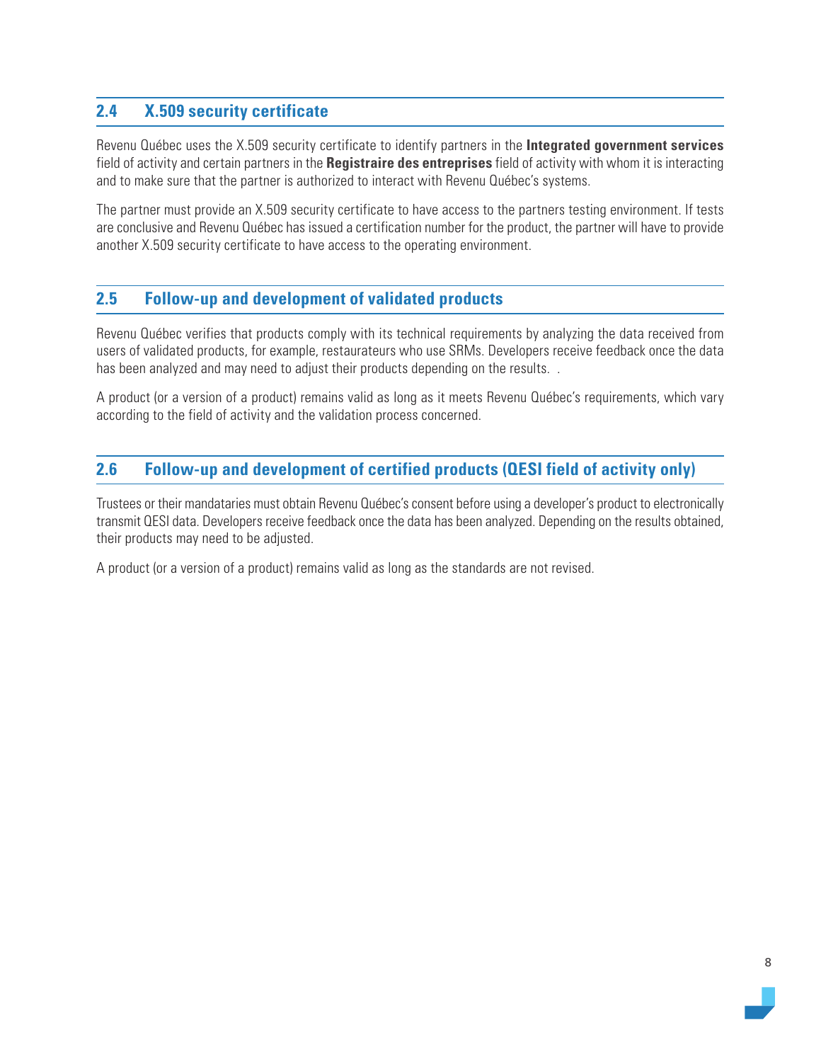## 2.4 X.509 security certificate

Revenu Québec uses the X.509 security certificate to identify partners in the **Integrated government services** field of activity and certain partners in the **Registraire des entreprises** field of activity with whom it is interacting and to make sure that the partner is authorized to interact with Revenu Québec's systems.

The partner must provide an X.509 security certificate to have access to the partners testing environment. If tests are conclusive and Revenu Québec has issued a certification number for the product, the partner will have to provide another X.509 security certificate to have access to the operating environment.

## 2.5 Follow-up and development of validated products

Revenu Québec verifies that products comply with its technical requirements by analyzing the data received from users of validated products, for example, restaurateurs who use SRMs. Developers receive feedback once the data has been analyzed and may need to adjust their products depending on the results. .

A product (or a version of a product) remains valid as long as it meets Revenu Québec's requirements, which vary according to the field of activity and the validation process concerned.

## 2.6 Follow-up and development of certified products (QESI field of activity only)

Trustees or their mandataries must obtain Revenu Québec's consent before using a developer's product to electronically transmit QESI data. Developers receive feedback once the data has been analyzed. Depending on the results obtained, their products may need to be adjusted.

A product (or a version of a product) remains valid as long as the standards are not revised.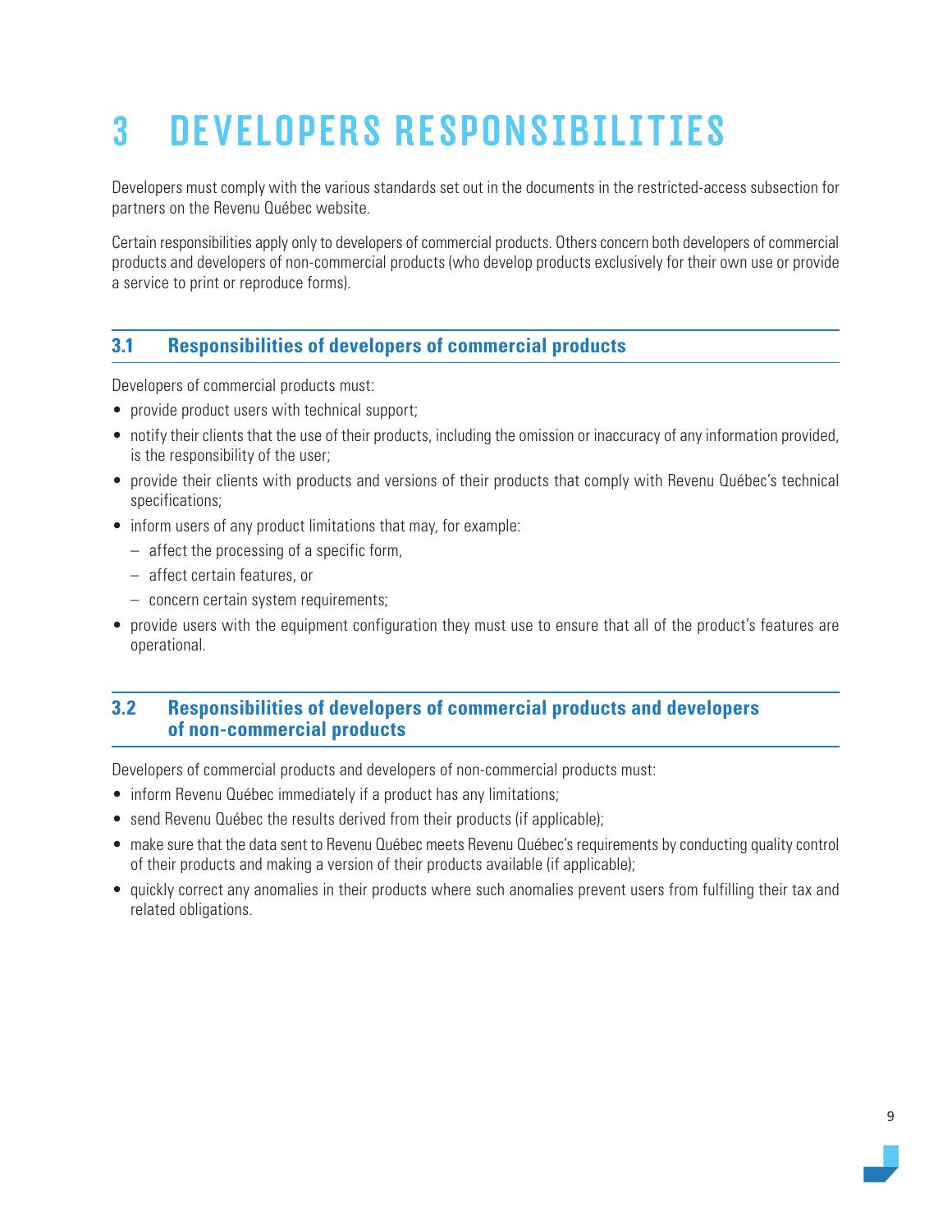# 3 DEVELOPERS RESPONSIBILITIES

Developers must comply with the various standards set out in the documents in the restricted-access subsection for partners on the Revenu Québec website.

Certain responsibilities apply only to developers of commercial products. Others concern both developers of commercial products and developers of non-commercial products (who develop products exclusively for their own use or provide a service to print or reproduce forms).

## 3.1 Responsibilities of developers of commercial products

Developers of commercial products must:

- provide product users with technical support;
- notify their clients that the use of their products, including the omission or inaccuracy of any information provided, is the responsibility of the user;
- provide their clients with products and versions of their products that comply with Revenu Québec's technical specifications;
- inform users of any product limitations that may, for example:
  - affect the processing of a specific form,
  - affect certain features, or
  - concern certain system requirements;
- provide users with the equipment configuration they must use to ensure that all of the product's features are operational.

## 3.2 Responsibilities of developers of commercial products and developers of non-commercial products

Developers of commercial products and developers of non-commercial products must:

- inform Revenu Québec immediately if a product has any limitations;
- send Revenu Québec the results derived from their products (if applicable);
- make sure that the data sent to Revenu Québec meets Revenu Québec's requirements by conducting quality control of their products and making a version of their products available (if applicable);
- quickly correct any anomalies in their products where such anomalies prevent users from fulfilling their tax and related obligations.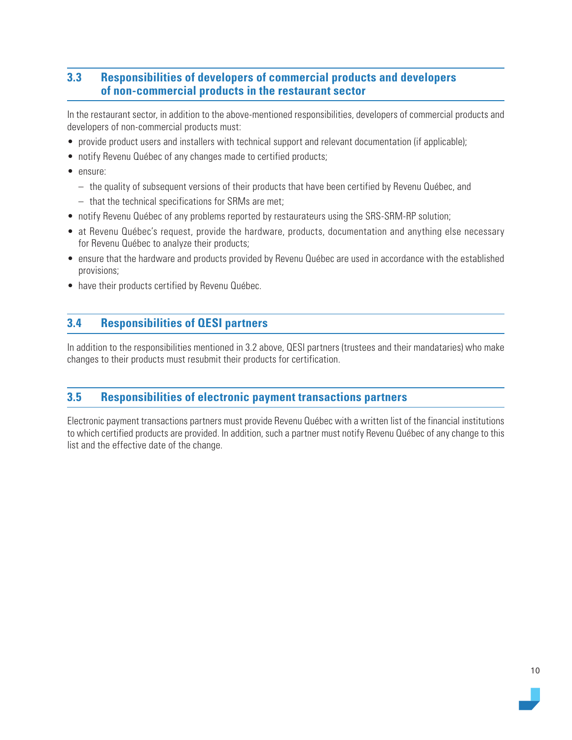## 3.3 Responsibilities of developers of commercial products and developers of non-commercial products in the restaurant sector

In the restaurant sector, in addition to the above-mentioned responsibilities, developers of commercial products and developers of non-commercial products must:

- provide product users and installers with technical support and relevant documentation (if applicable);
- notify Revenu Québec of any changes made to certified products;
- ensure:
  - the quality of subsequent versions of their products that have been certified by Revenu Québec, and
  - that the technical specifications for SRMs are met;
- notify Revenu Québec of any problems reported by restaurateurs using the SRS-SRM-RP solution;
- at Revenu Québec's request, provide the hardware, products, documentation and anything else necessary for Revenu Québec to analyze their products;
- ensure that the hardware and products provided by Revenu Québec are used in accordance with the established provisions;
- have their products certified by Revenu Québec.

## 3.4 Responsibilities of QESI partners

In addition to the responsibilities mentioned in 3.2 above, QESI partners (trustees and their mandataries) who make changes to their products must resubmit their products for certification.

## 3.5 Responsibilities of electronic payment transactions partners

Electronic payment transactions partners must provide Revenu Québec with a written list of the financial institutions to which certified products are provided. In addition, such a partner must notify Revenu Québec of any change to this list and the effective date of the change.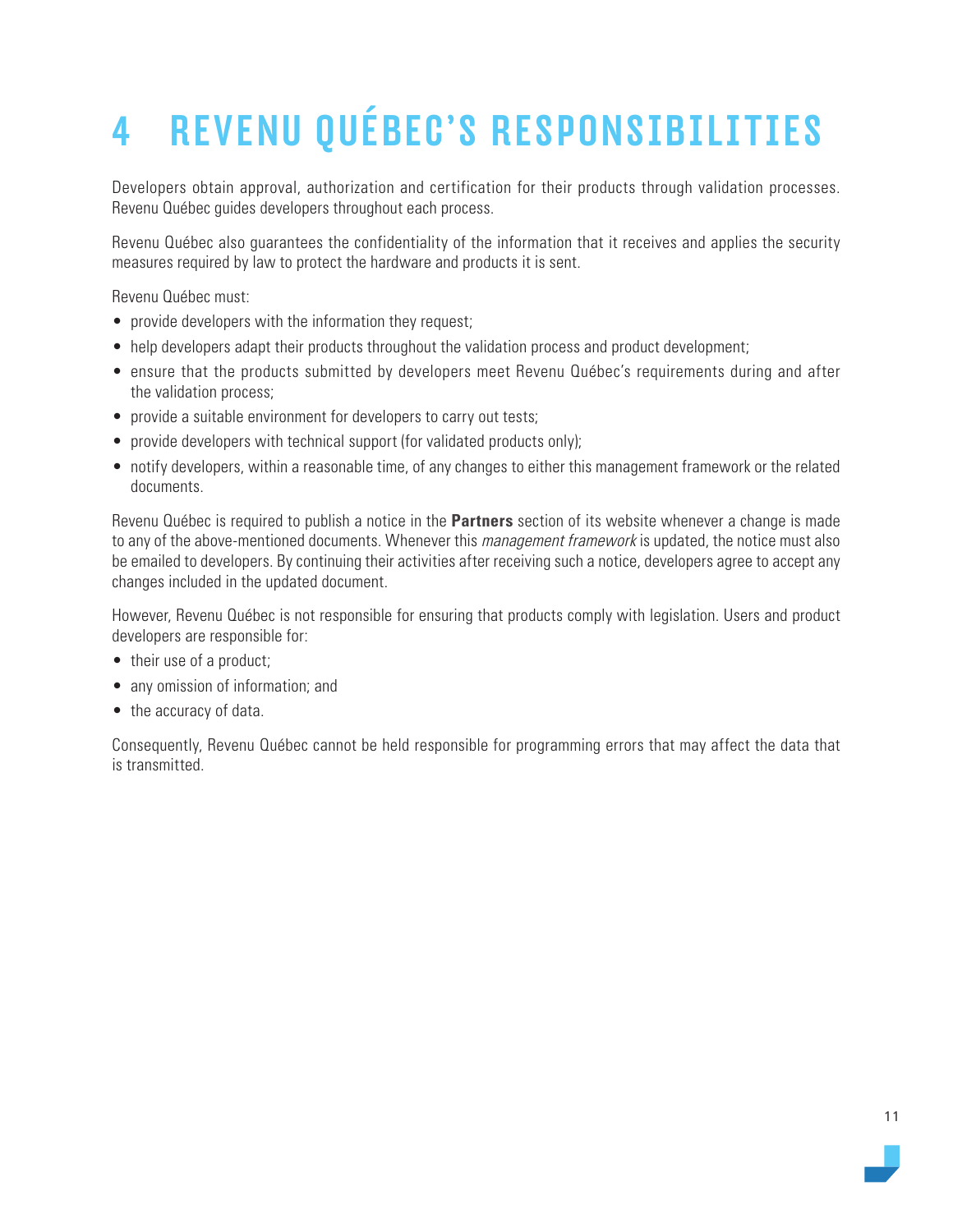# 4 REVENU QUÉBEC'S RESPONSIBILITIES

Developers obtain approval, authorization and certification for their products through validation processes. Revenu Québec guides developers throughout each process.

Revenu Québec also guarantees the confidentiality of the information that it receives and applies the security measures required by law to protect the hardware and products it is sent.

Revenu Québec must:

- provide developers with the information they request;
- help developers adapt their products throughout the validation process and product development;
- ensure that the products submitted by developers meet Revenu Québec's requirements during and after the validation process;
- provide a suitable environment for developers to carry out tests;
- provide developers with technical support (for validated products only);
- notify developers, within a reasonable time, of any changes to either this management framework or the related documents.

Revenu Québec is required to publish a notice in the **Partners** section of its website whenever a change is made to any of the above-mentioned documents. Whenever this *management framework* is updated, the notice must also be emailed to developers. By continuing their activities after receiving such a notice, developers agree to accept any changes included in the updated document.

However, Revenu Québec is not responsible for ensuring that products comply with legislation. Users and product developers are responsible for:

- their use of a product;
- any omission of information; and
- the accuracy of data.

Consequently, Revenu Québec cannot be held responsible for programming errors that may affect the data that is transmitted.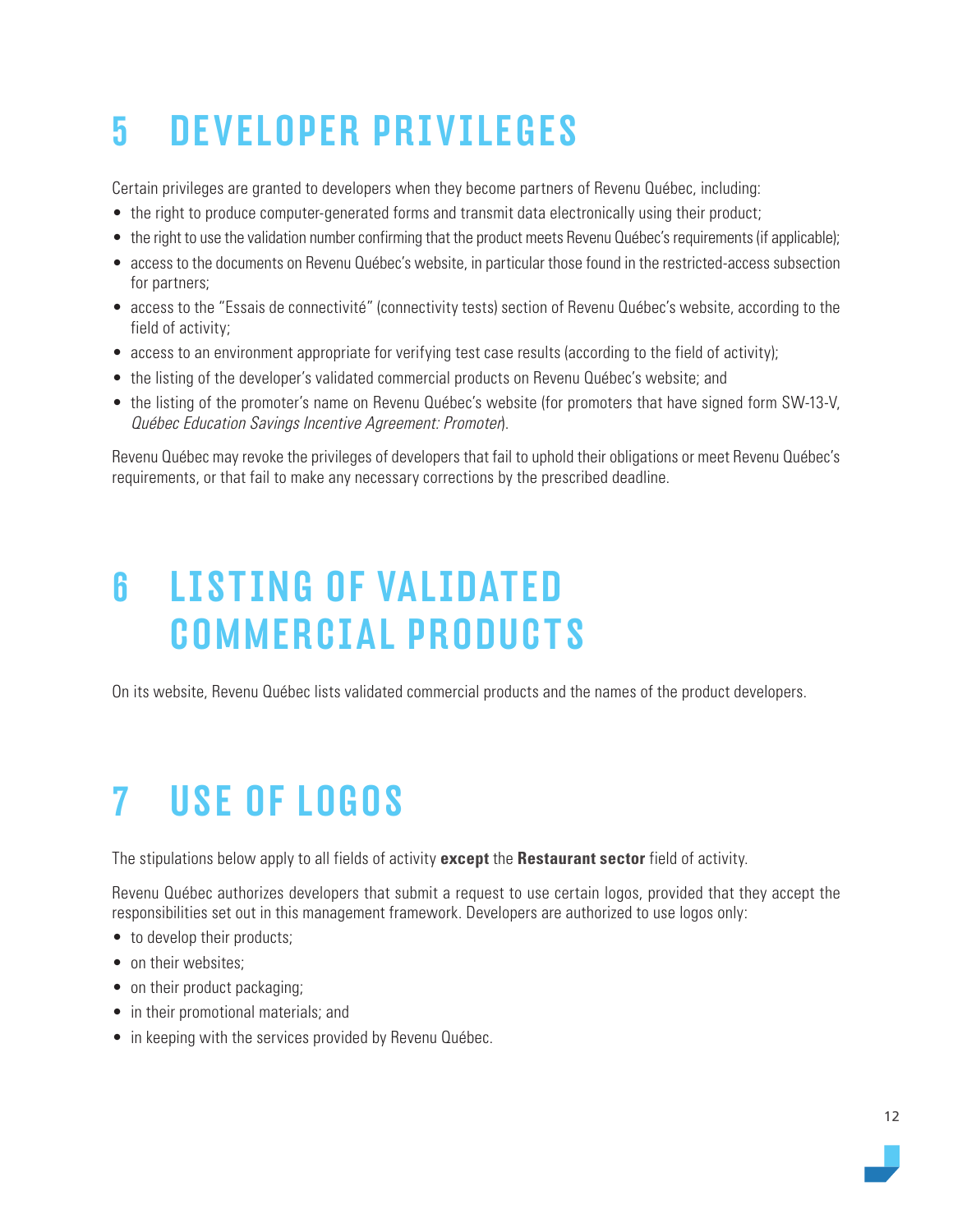# 5 DEVELOPER PRIVILEGES

Certain privileges are granted to developers when they become partners of Revenu Québec, including:

- the right to produce computer-generated forms and transmit data electronically using their product;
- the right to use the validation number confirming that the product meets Revenu Québec's requirements (if applicable);
- access to the documents on Revenu Québec's website, in particular those found in the restricted-access subsection for partners;
- access to the "Essais de connectivité" (connectivity tests) section of Revenu Québec's website, according to the field of activity;
- access to an environment appropriate for verifying test case results (according to the field of activity);
- the listing of the developer's validated commercial products on Revenu Québec's website; and
- the listing of the promoter's name on Revenu Québec's website (for promoters that have signed form SW-13-V, *Québec Education Savings Incentive Agreement: Promoter*).

Revenu Québec may revoke the privileges of developers that fail to uphold their obligations or meet Revenu Québec's requirements, or that fail to make any necessary corrections by the prescribed deadline.

# 6 LISTING OF VALIDATED COMMERCIAL PRODUCTS

On its website, Revenu Québec lists validated commercial products and the names of the product developers.

# 7 USE OF LOGOS

The stipulations below apply to all fields of activity **except** the **Restaurant sector** field of activity.

Revenu Québec authorizes developers that submit a request to use certain logos, provided that they accept the responsibilities set out in this management framework. Developers are authorized to use logos only:

- to develop their products;
- on their websites;
- on their product packaging;
- in their promotional materials; and
- in keeping with the services provided by Revenu Québec.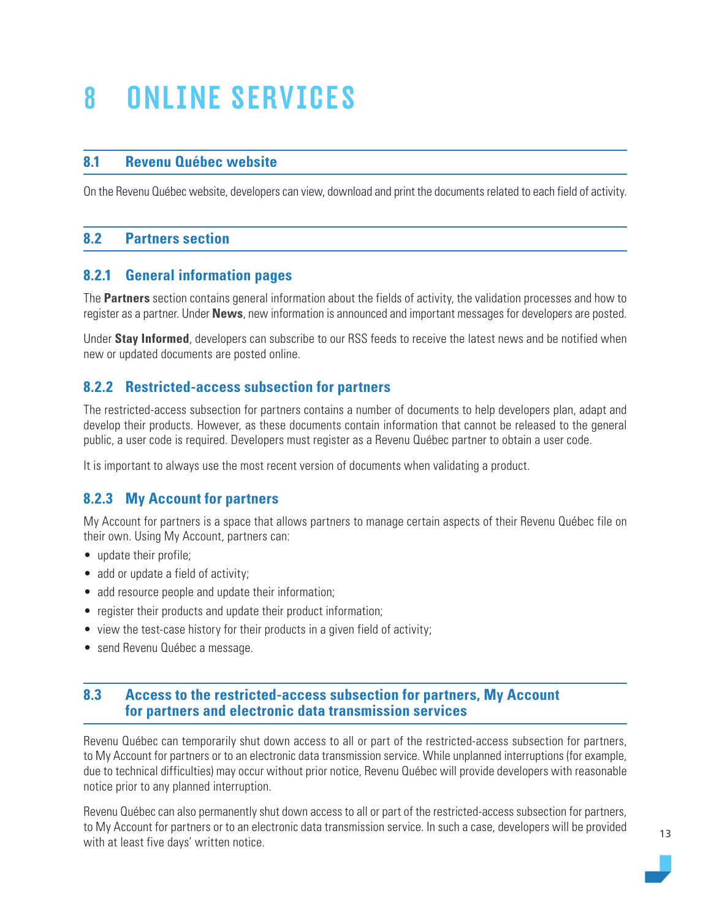# 8 ONLINE SERVICES

## 8.1 Revenu Québec website

On the Revenu Québec website, developers can view, download and print the documents related to each field of activity.

## 8.2 Partners section

### 8.2.1 General information pages

The **Partners** section contains general information about the fields of activity, the validation processes and how to register as a partner. Under **News**, new information is announced and important messages for developers are posted.

Under **Stay Informed**, developers can subscribe to our RSS feeds to receive the latest news and be notified when new or updated documents are posted online.

### 8.2.2 Restricted-access subsection for partners

The restricted-access subsection for partners contains a number of documents to help developers plan, adapt and develop their products. However, as these documents contain information that cannot be released to the general public, a user code is required. Developers must register as a Revenu Québec partner to obtain a user code.

It is important to always use the most recent version of documents when validating a product.

### 8.2.3 My Account for partners

My Account for partners is a space that allows partners to manage certain aspects of their Revenu Québec file on their own. Using My Account, partners can:

- update their profile;
- add or update a field of activity;
- add resource people and update their information;
- register their products and update their product information;
- view the test-case history for their products in a given field of activity;
- send Revenu Québec a message.

## 8.3 Access to the restricted-access subsection for partners, My Account for partners and electronic data transmission services

Revenu Québec can temporarily shut down access to all or part of the restricted-access subsection for partners, to My Account for partners or to an electronic data transmission service. While unplanned interruptions (for example, due to technical difficulties) may occur without prior notice, Revenu Québec will provide developers with reasonable notice prior to any planned interruption.

Revenu Québec can also permanently shut down access to all or part of the restricted-access subsection for partners, to My Account for partners or to an electronic data transmission service. In such a case, developers will be provided with at least five days' written notice.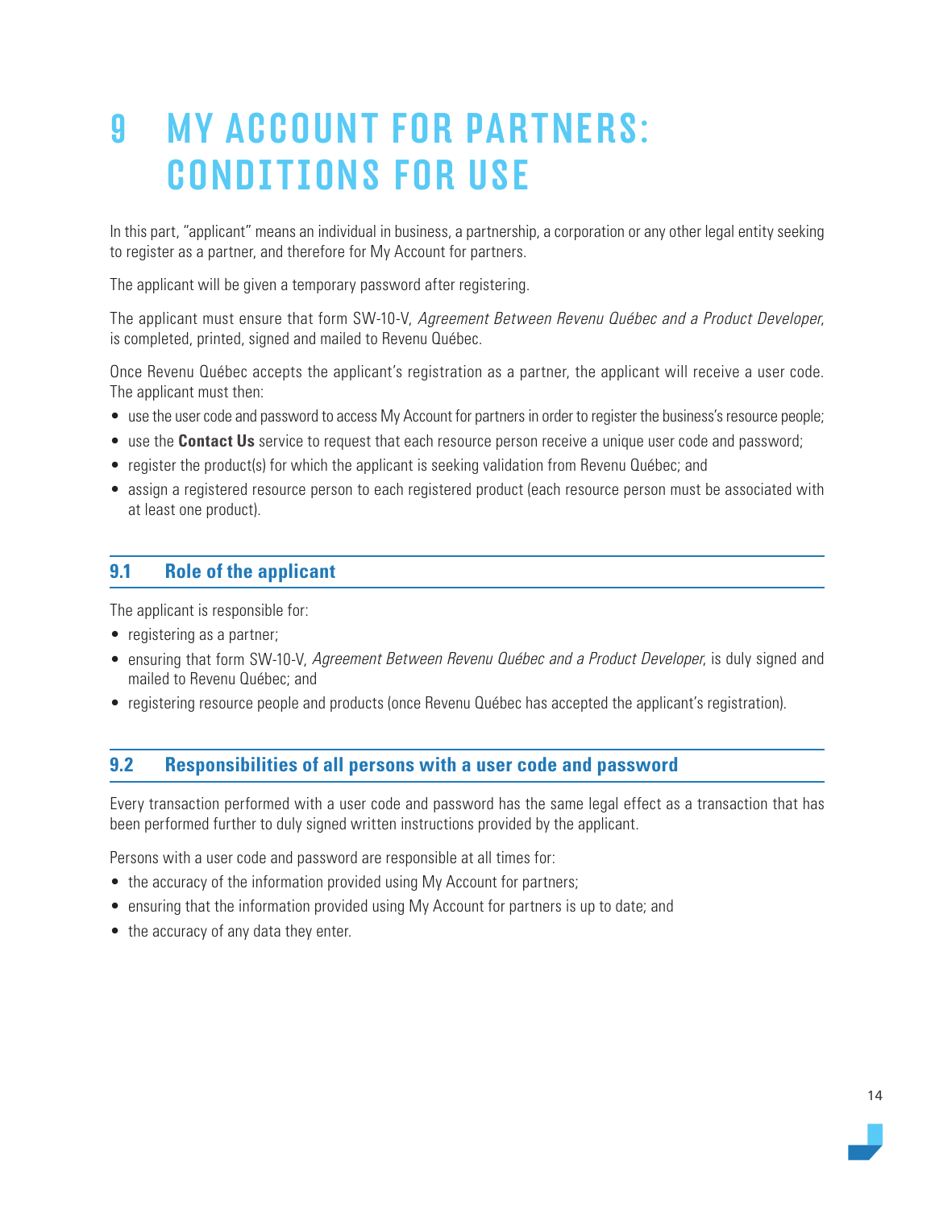# 9 MY ACCOUNT FOR PARTNERS: CONDITIONS FOR USE

In this part, "applicant" means an individual in business, a partnership, a corporation or any other legal entity seeking to register as a partner, and therefore for My Account for partners.

The applicant will be given a temporary password after registering.

The applicant must ensure that form SW-10-V, *Agreement Between Revenu Québec and a Product Developer*, is completed, printed, signed and mailed to Revenu Québec.

Once Revenu Québec accepts the applicant's registration as a partner, the applicant will receive a user code. The applicant must then:

- use the user code and password to access My Account for partners in order to register the business's resource people;
- use the **Contact Us** service to request that each resource person receive a unique user code and password;
- register the product(s) for which the applicant is seeking validation from Revenu Québec; and
- assign a registered resource person to each registered product (each resource person must be associated with at least one product).

## 9.1 Role of the applicant

The applicant is responsible for:

- registering as a partner;
- ensuring that form SW-10-V, *Agreement Between Revenu Québec and a Product Developer*, is duly signed and mailed to Revenu Québec; and
- registering resource people and products (once Revenu Québec has accepted the applicant's registration).

## 9.2 Responsibilities of all persons with a user code and password

Every transaction performed with a user code and password has the same legal effect as a transaction that has been performed further to duly signed written instructions provided by the applicant.

Persons with a user code and password are responsible at all times for:

- the accuracy of the information provided using My Account for partners;
- ensuring that the information provided using My Account for partners is up to date; and
- the accuracy of any data they enter.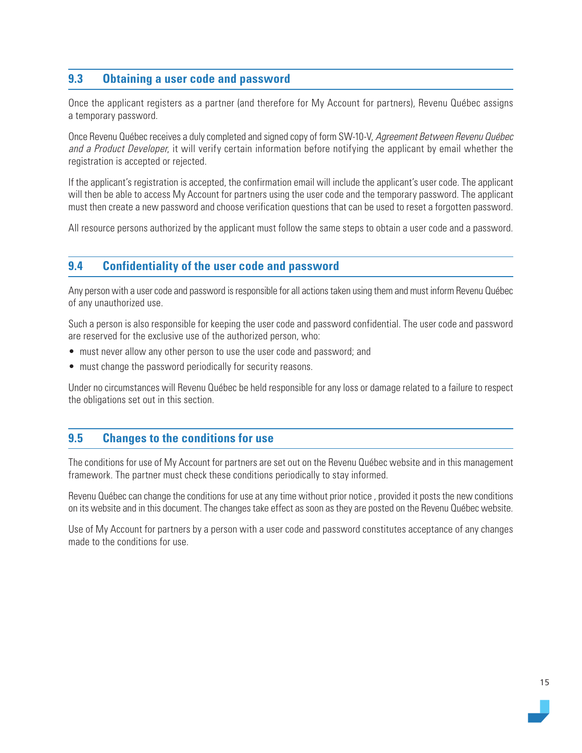## 9.3 Obtaining a user code and password

Once the applicant registers as a partner (and therefore for My Account for partners), Revenu Québec assigns a temporary password.

Once Revenu Québec receives a duly completed and signed copy of form SW-10-V, *Agreement Between Revenu Québec and a Product Developer*, it will verify certain information before notifying the applicant by email whether the registration is accepted or rejected.

If the applicant's registration is accepted, the confirmation email will include the applicant's user code. The applicant will then be able to access My Account for partners using the user code and the temporary password. The applicant must then create a new password and choose verification questions that can be used to reset a forgotten password.

All resource persons authorized by the applicant must follow the same steps to obtain a user code and a password.

## 9.4 Confidentiality of the user code and password

Any person with a user code and password is responsible for all actions taken using them and must inform Revenu Québec of any unauthorized use.

Such a person is also responsible for keeping the user code and password confidential. The user code and password are reserved for the exclusive use of the authorized person, who:

- must never allow any other person to use the user code and password; and
- must change the password periodically for security reasons.

Under no circumstances will Revenu Québec be held responsible for any loss or damage related to a failure to respect the obligations set out in this section.

## 9.5 Changes to the conditions for use

The conditions for use of My Account for partners are set out on the Revenu Québec website and in this management framework. The partner must check these conditions periodically to stay informed.

Revenu Québec can change the conditions for use at any time without prior notice , provided it posts the new conditions on its website and in this document. The changes take effect as soon as they are posted on the Revenu Québec website.

Use of My Account for partners by a person with a user code and password constitutes acceptance of any changes made to the conditions for use.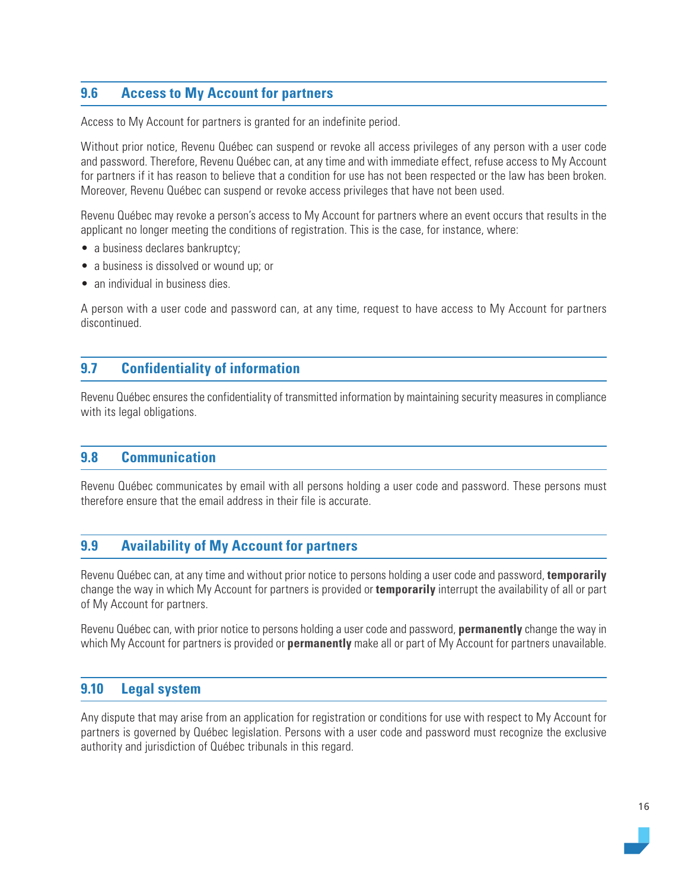## 9.6 Access to My Account for partners

Access to My Account for partners is granted for an indefinite period.

Without prior notice, Revenu Québec can suspend or revoke all access privileges of any person with a user code and password. Therefore, Revenu Québec can, at any time and with immediate effect, refuse access to My Account for partners if it has reason to believe that a condition for use has not been respected or the law has been broken. Moreover, Revenu Québec can suspend or revoke access privileges that have not been used.

Revenu Québec may revoke a person's access to My Account for partners where an event occurs that results in the applicant no longer meeting the conditions of registration. This is the case, for instance, where:

- a business declares bankruptcy;
- a business is dissolved or wound up; or
- an individual in business dies.

A person with a user code and password can, at any time, request to have access to My Account for partners discontinued.

## 9.7 Confidentiality of information

Revenu Québec ensures the confidentiality of transmitted information by maintaining security measures in compliance with its legal obligations.

## 9.8 Communication

Revenu Québec communicates by email with all persons holding a user code and password. These persons must therefore ensure that the email address in their file is accurate.

## 9.9 Availability of My Account for partners

Revenu Québec can, at any time and without prior notice to persons holding a user code and password, **temporarily** change the way in which My Account for partners is provided or **temporarily** interrupt the availability of all or part of My Account for partners.

Revenu Québec can, with prior notice to persons holding a user code and password, **permanently** change the way in which My Account for partners is provided or **permanently** make all or part of My Account for partners unavailable.

## 9.10 Legal system

Any dispute that may arise from an application for registration or conditions for use with respect to My Account for partners is governed by Québec legislation. Persons with a user code and password must recognize the exclusive authority and jurisdiction of Québec tribunals in this regard.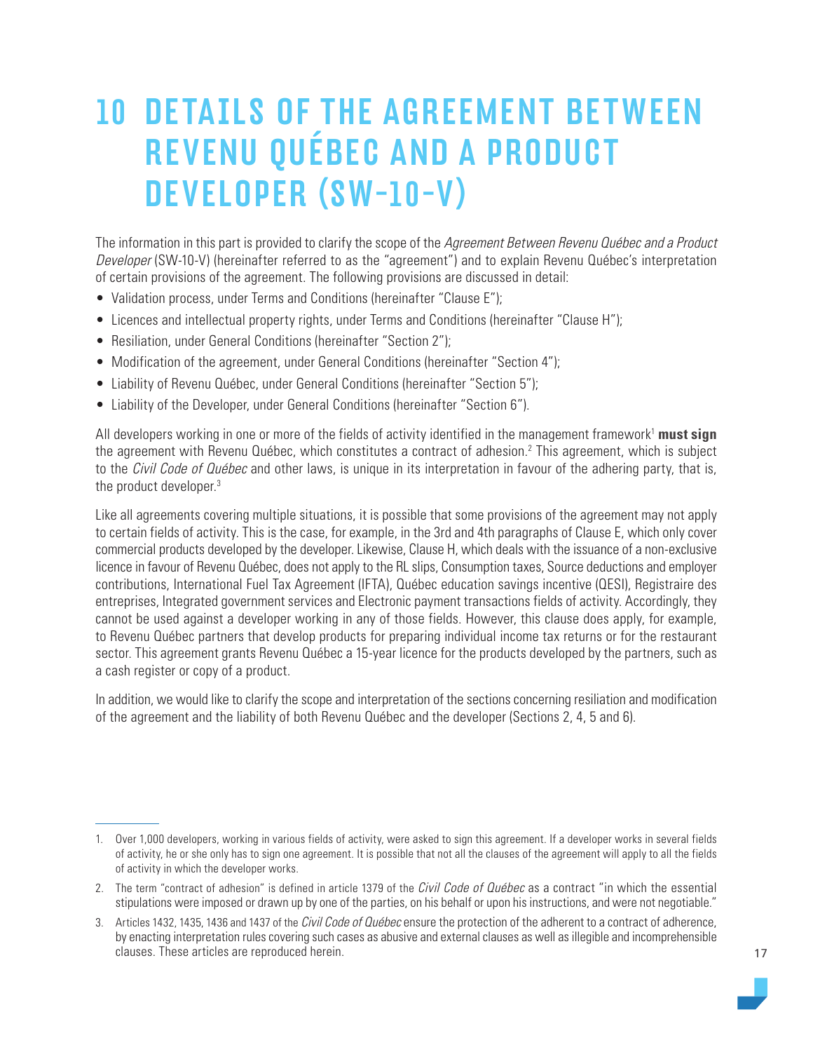# 10 DETAILS OF THE AGREEMENT BETWEEN REVENU QUÉBEC AND A PRODUCT DEVELOPER (SW-10-V)

The information in this part is provided to clarify the scope of the *Agreement Between Revenu Québec and a Product Developer* (SW-10-V) (hereinafter referred to as the "agreement") and to explain Revenu Québec's interpretation of certain provisions of the agreement. The following provisions are discussed in detail:

- Validation process, under Terms and Conditions (hereinafter "Clause E");
- Licences and intellectual property rights, under Terms and Conditions (hereinafter "Clause H");
- Resiliation, under General Conditions (hereinafter "Section 2");
- Modification of the agreement, under General Conditions (hereinafter "Section 4");
- Liability of Revenu Québec, under General Conditions (hereinafter "Section 5");
- Liability of the Developer, under General Conditions (hereinafter "Section 6").

All developers working in one or more of the fields of activity identified in the management framework[1] **must sign** the agreement with Revenu Québec, which constitutes a contract of adhesion.[2] This agreement, which is subject to the *Civil Code of Québec* and other laws, is unique in its interpretation in favour of the adhering party, that is, the product developer.[3]

Like all agreements covering multiple situations, it is possible that some provisions of the agreement may not apply to certain fields of activity. This is the case, for example, in the 3rd and 4th paragraphs of Clause E, which only cover commercial products developed by the developer. Likewise, Clause H, which deals with the issuance of a non-exclusive licence in favour of Revenu Québec, does not apply to the RL slips, Consumption taxes, Source deductions and employer contributions, International Fuel Tax Agreement (IFTA), Québec education savings incentive (QESI), Registraire des entreprises, Integrated government services and Electronic payment transactions fields of activity. Accordingly, they cannot be used against a developer working in any of those fields. However, this clause does apply, for example, to Revenu Québec partners that develop products for preparing individual income tax returns or for the restaurant sector. This agreement grants Revenu Québec a 15-year licence for the products developed by the partners, such as a cash register or copy of a product.

In addition, we would like to clarify the scope and interpretation of the sections concerning resiliation and modification of the agreement and the liability of both Revenu Québec and the developer (Sections 2, 4, 5 and 6).

---

1. Over 1,000 developers, working in various fields of activity, were asked to sign this agreement. If a developer works in several fields of activity, he or she only has to sign one agreement. It is possible that not all the clauses of the agreement will apply to all the fields of activity in which the developer works.
2. The term "contract of adhesion" is defined in article 1379 of the *Civil Code of Québec* as a contract "in which the essential stipulations were imposed or drawn up by one of the parties, on his behalf or upon his instructions, and were not negotiable."
3. Articles 1432, 1435, 1436 and 1437 of the *Civil Code of Québec* ensure the protection of the adherent to a contract of adherence, by enacting interpretation rules covering such cases as abusive and external clauses as well as illegible and incomprehensible clauses. These articles are reproduced herein.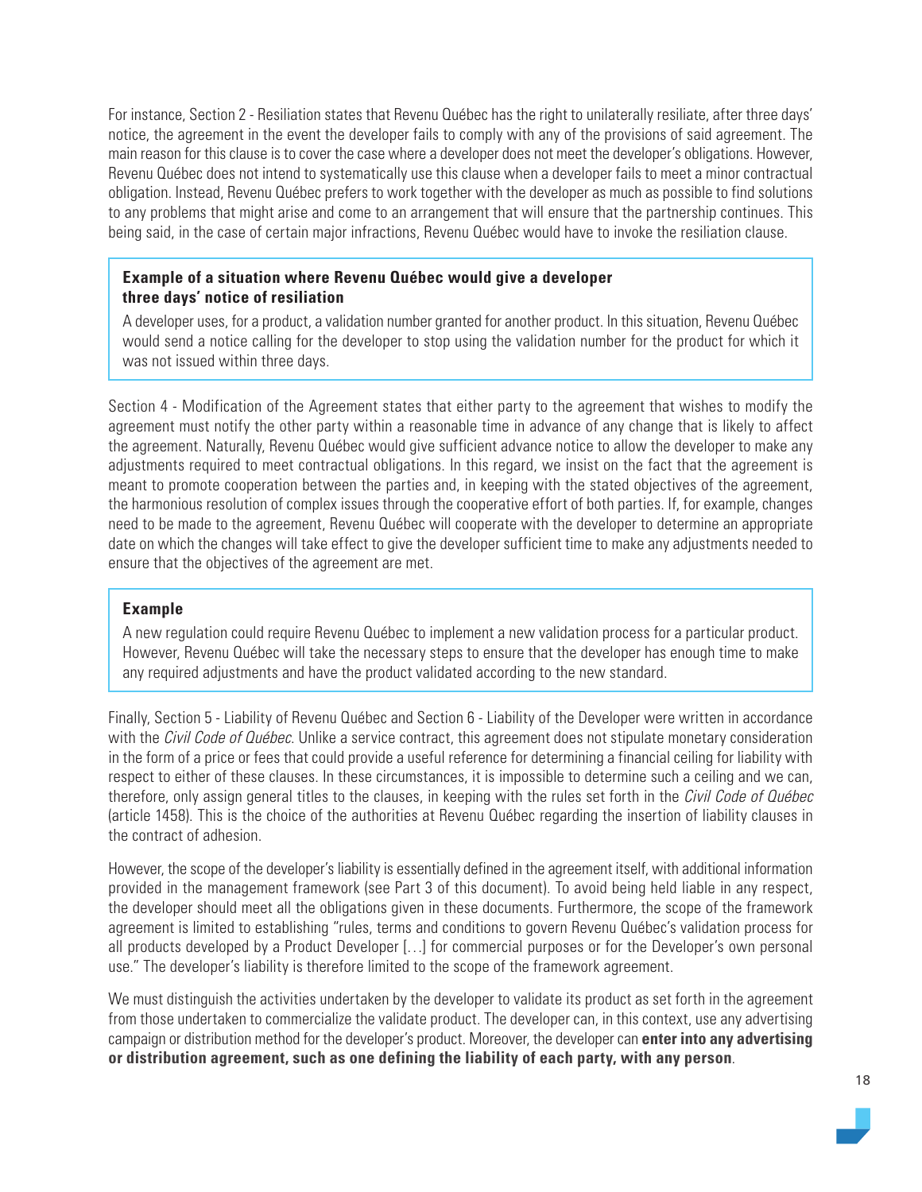For instance, Section 2 - Resiliation states that Revenu Québec has the right to unilaterally resiliate, after three days' notice, the agreement in the event the developer fails to comply with any of the provisions of said agreement. The main reason for this clause is to cover the case where a developer does not meet the developer's obligations. However, Revenu Québec does not intend to systematically use this clause when a developer fails to meet a minor contractual obligation. Instead, Revenu Québec prefers to work together with the developer as much as possible to find solutions to any problems that might arise and come to an arrangement that will ensure that the partnership continues. This being said, in the case of certain major infractions, Revenu Québec would have to invoke the resiliation clause.

> **Example of a situation where Revenu Québec would give a developer three days' notice of resiliation**
>
> A developer uses, for a product, a validation number granted for another product. In this situation, Revenu Québec would send a notice calling for the developer to stop using the validation number for the product for which it was not issued within three days.

Section 4 - Modification of the Agreement states that either party to the agreement that wishes to modify the agreement must notify the other party within a reasonable time in advance of any change that is likely to affect the agreement. Naturally, Revenu Québec would give sufficient advance notice to allow the developer to make any adjustments required to meet contractual obligations. In this regard, we insist on the fact that the agreement is meant to promote cooperation between the parties and, in keeping with the stated objectives of the agreement, the harmonious resolution of complex issues through the cooperative effort of both parties. If, for example, changes need to be made to the agreement, Revenu Québec will cooperate with the developer to determine an appropriate date on which the changes will take effect to give the developer sufficient time to make any adjustments needed to ensure that the objectives of the agreement are met.

> **Example**
>
> A new regulation could require Revenu Québec to implement a new validation process for a particular product. However, Revenu Québec will take the necessary steps to ensure that the developer has enough time to make any required adjustments and have the product validated according to the new standard.

Finally, Section 5 - Liability of Revenu Québec and Section 6 - Liability of the Developer were written in accordance with the *Civil Code of Québec*. Unlike a service contract, this agreement does not stipulate monetary consideration in the form of a price or fees that could provide a useful reference for determining a financial ceiling for liability with respect to either of these clauses. In these circumstances, it is impossible to determine such a ceiling and we can, therefore, only assign general titles to the clauses, in keeping with the rules set forth in the *Civil Code of Québec* (article 1458). This is the choice of the authorities at Revenu Québec regarding the insertion of liability clauses in the contract of adhesion.

However, the scope of the developer's liability is essentially defined in the agreement itself, with additional information provided in the management framework (see Part 3 of this document). To avoid being held liable in any respect, the developer should meet all the obligations given in these documents. Furthermore, the scope of the framework agreement is limited to establishing "rules, terms and conditions to govern Revenu Québec's validation process for all products developed by a Product Developer […] for commercial purposes or for the Developer's own personal use." The developer's liability is therefore limited to the scope of the framework agreement.

We must distinguish the activities undertaken by the developer to validate its product as set forth in the agreement from those undertaken to commercialize the validate product. The developer can, in this context, use any advertising campaign or distribution method for the developer's product. Moreover, the developer can **enter into any advertising or distribution agreement, such as one defining the liability of each party, with any person**.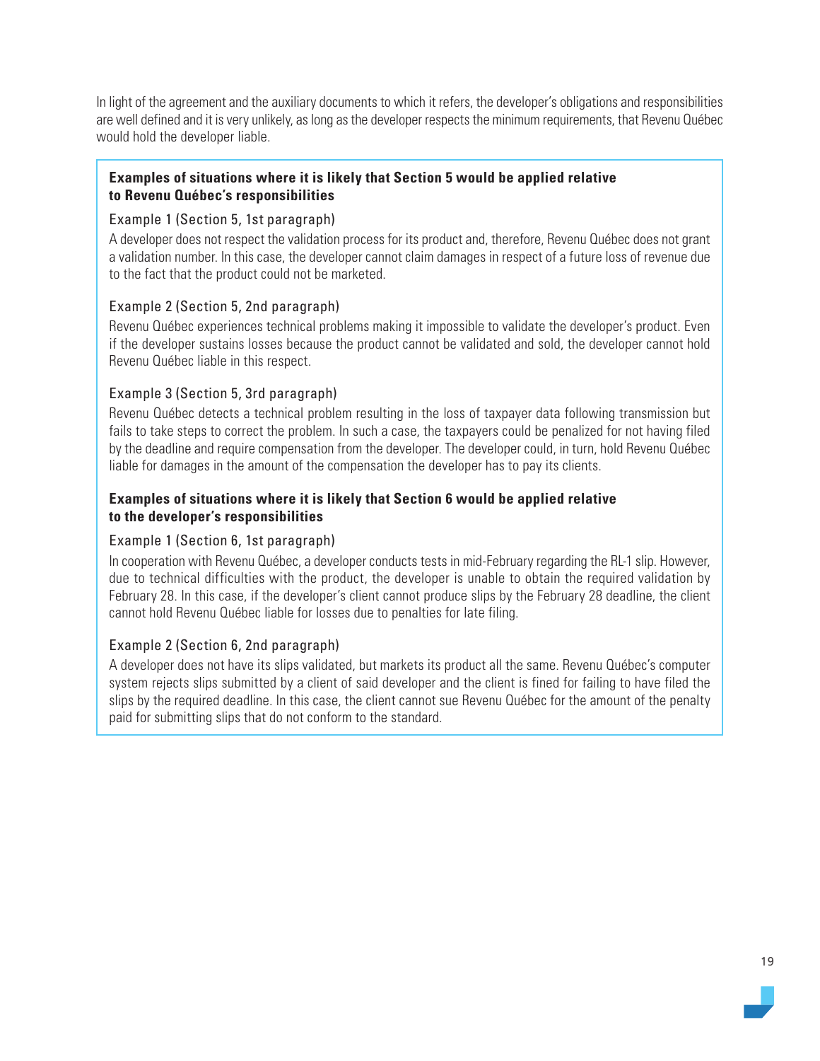In light of the agreement and the auxiliary documents to which it refers, the developer's obligations and responsibilities are well defined and it is very unlikely, as long as the developer respects the minimum requirements, that Revenu Québec would hold the developer liable.

**Examples of situations where it is likely that Section 5 would be applied relative to Revenu Québec's responsibilities**

Example 1 (Section 5, 1st paragraph)

A developer does not respect the validation process for its product and, therefore, Revenu Québec does not grant a validation number. In this case, the developer cannot claim damages in respect of a future loss of revenue due to the fact that the product could not be marketed.

Example 2 (Section 5, 2nd paragraph)

Revenu Québec experiences technical problems making it impossible to validate the developer's product. Even if the developer sustains losses because the product cannot be validated and sold, the developer cannot hold Revenu Québec liable in this respect.

Example 3 (Section 5, 3rd paragraph)

Revenu Québec detects a technical problem resulting in the loss of taxpayer data following transmission but fails to take steps to correct the problem. In such a case, the taxpayers could be penalized for not having filed by the deadline and require compensation from the developer. The developer could, in turn, hold Revenu Québec liable for damages in the amount of the compensation the developer has to pay its clients.

**Examples of situations where it is likely that Section 6 would be applied relative to the developer's responsibilities**

Example 1 (Section 6, 1st paragraph)

In cooperation with Revenu Québec, a developer conducts tests in mid-February regarding the RL-1 slip. However, due to technical difficulties with the product, the developer is unable to obtain the required validation by February 28. In this case, if the developer's client cannot produce slips by the February 28 deadline, the client cannot hold Revenu Québec liable for losses due to penalties for late filing.

Example 2 (Section 6, 2nd paragraph)

A developer does not have its slips validated, but markets its product all the same. Revenu Québec's computer system rejects slips submitted by a client of said developer and the client is fined for failing to have filed the slips by the required deadline. In this case, the client cannot sue Revenu Québec for the amount of the penalty paid for submitting slips that do not conform to the standard.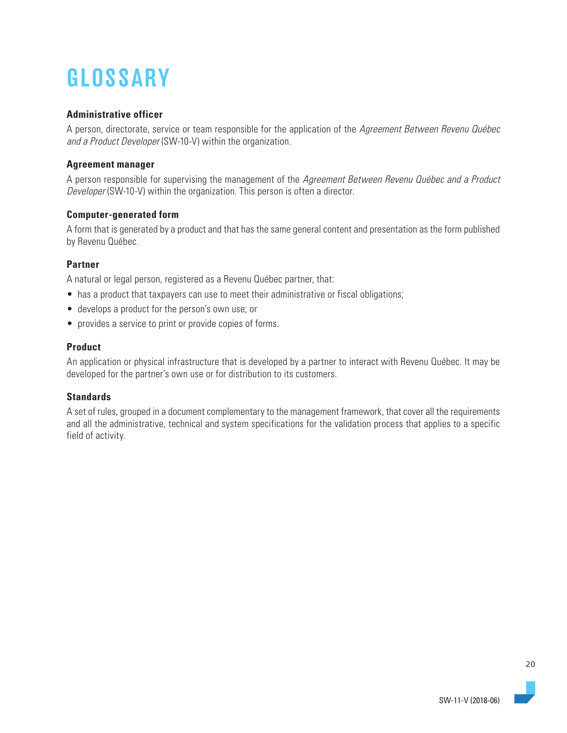# GLOSSARY

**Administrative officer**

A person, directorate, service or team responsible for the application of the *Agreement Between Revenu Québec and a Product Developer* (SW-10-V) within the organization.

**Agreement manager**

A person responsible for supervising the management of the *Agreement Between Revenu Québec and a Product Developer* (SW-10-V) within the organization. This person is often a director.

**Computer-generated form**

A form that is generated by a product and that has the same general content and presentation as the form published by Revenu Québec.

**Partner**

A natural or legal person, registered as a Revenu Québec partner, that:

- has a product that taxpayers can use to meet their administrative or fiscal obligations;
- develops a product for the person's own use; or
- provides a service to print or provide copies of forms.

**Product**

An application or physical infrastructure that is developed by a partner to interact with Revenu Québec. It may be developed for the partner's own use or for distribution to its customers.

**Standards**

A set of rules, grouped in a document complementary to the management framework, that cover all the requirements and all the administrative, technical and system specifications for the validation process that applies to a specific field of activity.